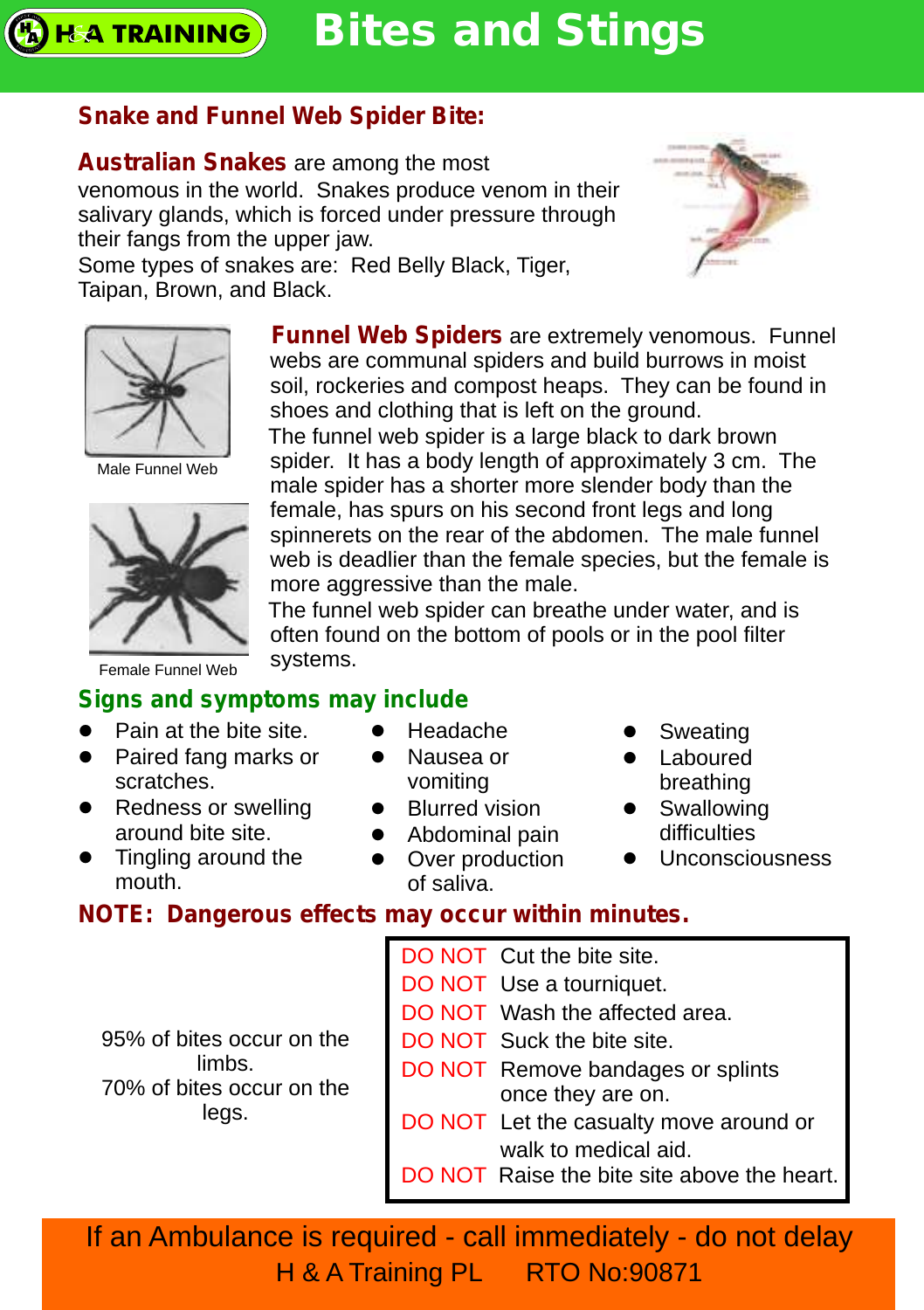# Bites and Stings

## Snake and Funnel Web Spider Bite:

**Australian Snakes** are among the most venomous in the world. Snakes produce venom in their salivary glands, which is forced under pressure through their fangs from the upper jaw.
Some types of snakes are: Red Belly Black, Tiger, Taipan, Brown, and Black.

Male Funnel Web

Female Funnel Web

**Funnel Web Spiders** are extremely venomous. Funnel webs are communal spiders and build burrows in moist soil, rockeries and compost heaps. They can be found in shoes and clothing that is left on the ground.
The funnel web spider is a large black to dark brown spider. It has a body length of approximately 3 cm. The male spider has a shorter more slender body than the female, has spurs on his second front legs and long spinnerets on the rear of the abdomen. The male funnel web is deadlier than the female species, but the female is more aggressive than the male.
The funnel web spider can breathe under water, and is often found on the bottom of pools or in the pool filter systems.

## Signs and symptoms may include

- Pain at the bite site.
- Paired fang marks or scratches.
- Redness or swelling around bite site.
- Tingling around the mouth.
- Headache
- Nausea or vomiting
- Blurred vision
- Abdominal pain
- Over production of saliva.
- Sweating
- Laboured breathing
- Swallowing difficulties
- Unconsciousness

**NOTE: Dangerous effects may occur within minutes.**

95% of bites occur on the limbs.
70% of bites occur on the legs.

DO NOT Cut the bite site.
DO NOT Use a tourniquet.
DO NOT Wash the affected area.
DO NOT Suck the bite site.
DO NOT Remove bandages or splints once they are on.
DO NOT Let the casualty move around or walk to medical aid.
DO NOT Raise the bite site above the heart.

If an Ambulance is required - call immediately - do not delay
H & A Training PL RTO No:90871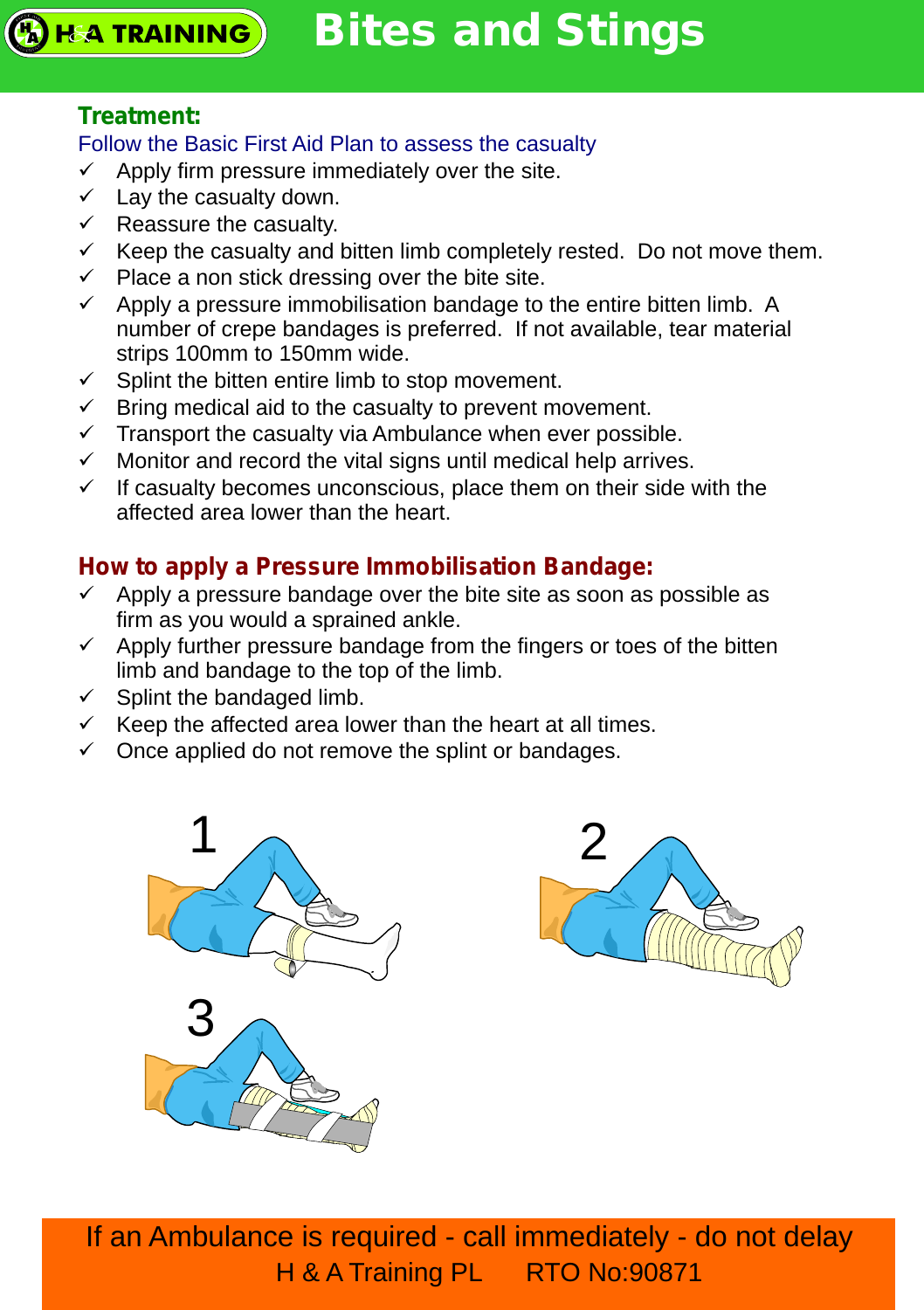# Bites and Stings

## Treatment:

Follow the Basic First Aid Plan to assess the casualty

- ✓ Apply firm pressure immediately over the site.
- ✓ Lay the casualty down.
- ✓ Reassure the casualty.
- ✓ Keep the casualty and bitten limb completely rested. Do not move them.
- ✓ Place a non stick dressing over the bite site.
- ✓ Apply a pressure immobilisation bandage to the entire bitten limb. A number of crepe bandages is preferred. If not available, tear material strips 100mm to 150mm wide.
- ✓ Splint the bitten entire limb to stop movement.
- ✓ Bring medical aid to the casualty to prevent movement.
- ✓ Transport the casualty via Ambulance when ever possible.
- ✓ Monitor and record the vital signs until medical help arrives.
- ✓ If casualty becomes unconscious, place them on their side with the affected area lower than the heart.

## How to apply a Pressure Immobilisation Bandage:

- ✓ Apply a pressure bandage over the bite site as soon as possible as firm as you would a sprained ankle.
- ✓ Apply further pressure bandage from the fingers or toes of the bitten limb and bandage to the top of the limb.
- ✓ Splint the bandaged limb.
- ✓ Keep the affected area lower than the heart at all times.
- ✓ Once applied do not remove the splint or bandages.

1

2

3

If an Ambulance is required - call immediately - do not delay

H & A Training PL RTO No:90871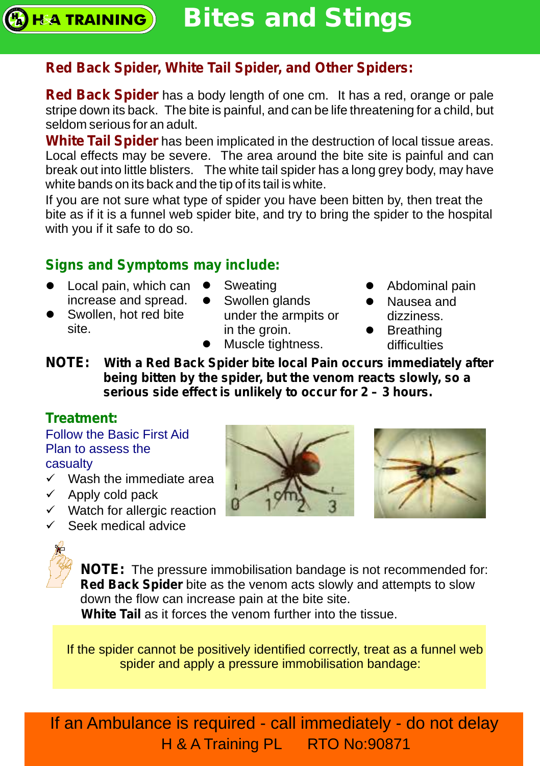# Bites and Stings

## Red Back Spider, White Tail Spider, and Other Spiders:

**Red Back Spider** has a body length of one cm. It has a red, orange or pale stripe down its back. The bite is painful, and can be life threatening for a child, but seldom serious for an adult.

**White Tail Spider** has been implicated in the destruction of local tissue areas. Local effects may be severe. The area around the bite site is painful and can break out into little blisters. The white tail spider has a long grey body, may have white bands on its back and the tip of its tail is white.

If you are not sure what type of spider you have been bitten by, then treat the bite as if it is a funnel web spider bite, and try to bring the spider to the hospital with you if it safe to do so.

## Signs and Symptoms may include:

- Local pain, which can increase and spread.
- Swollen, hot red bite site.
- Sweating
- Swollen glands under the armpits or in the groin.
- Muscle tightness.
- Abdominal pain
- Nausea and dizziness.
- Breathing difficulties

**NOTE: With a Red Back Spider bite local Pain occurs immediately after being bitten by the spider, but the venom reacts slowly, so a serious side effect is unlikely to occur for 2 – 3 hours.**

## Treatment:

Follow the Basic First Aid Plan to assess the casualty

- ✓ Wash the immediate area
- ✓ Apply cold pack
- ✓ Watch for allergic reaction
- ✓ Seek medical advice

**NOTE:** The pressure immobilisation bandage is not recommended for:
**Red Back Spider** bite as the venom acts slowly and attempts to slow down the flow can increase pain at the bite site.
**White Tail** as it forces the venom further into the tissue.

If the spider cannot be positively identified correctly, treat as a funnel web spider and apply a pressure immobilisation bandage:

If an Ambulance is required - call immediately - do not delay

H & A Training PL RTO No:90871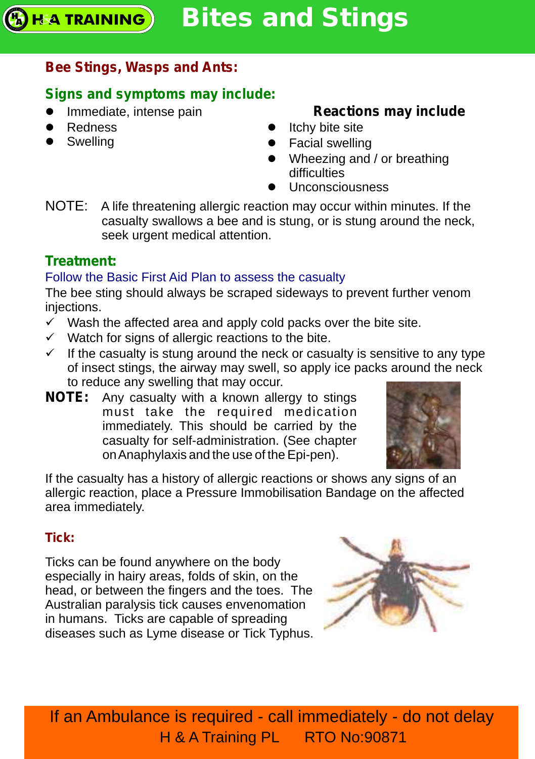# Bites and Stings

## Bee Stings, Wasps and Ants:

### Signs and symptoms may include:

- Immediate, intense pain
- Redness
- Swelling

**Reactions may include**

- Itchy bite site
- Facial swelling
- Wheezing and / or breathing difficulties
- Unconsciousness

NOTE: A life threatening allergic reaction may occur within minutes. If the casualty swallows a bee and is stung, or is stung around the neck, seek urgent medical attention.

### Treatment:

Follow the Basic First Aid Plan to assess the casualty

The bee sting should always be scraped sideways to prevent further venom injections.

- ✓ Wash the affected area and apply cold packs over the bite site.
- ✓ Watch for signs of allergic reactions to the bite.
- ✓ If the casualty is stung around the neck or casualty is sensitive to any type of insect stings, the airway may swell, so apply ice packs around the neck to reduce any swelling that may occur.

**NOTE:** Any casualty with a known allergy to stings must take the required medication immediately. This should be carried by the casualty for self-administration. (See chapter on Anaphylaxis and the use of the Epi-pen).

If the casualty has a history of allergic reactions or shows any signs of an allergic reaction, place a Pressure Immobilisation Bandage on the affected area immediately.

## Tick:

Ticks can be found anywhere on the body especially in hairy areas, folds of skin, on the head, or between the fingers and the toes. The Australian paralysis tick causes envenomation in humans. Ticks are capable of spreading diseases such as Lyme disease or Tick Typhus.

If an Ambulance is required - call immediately - do not delay

H & A Training PL RTO No:90871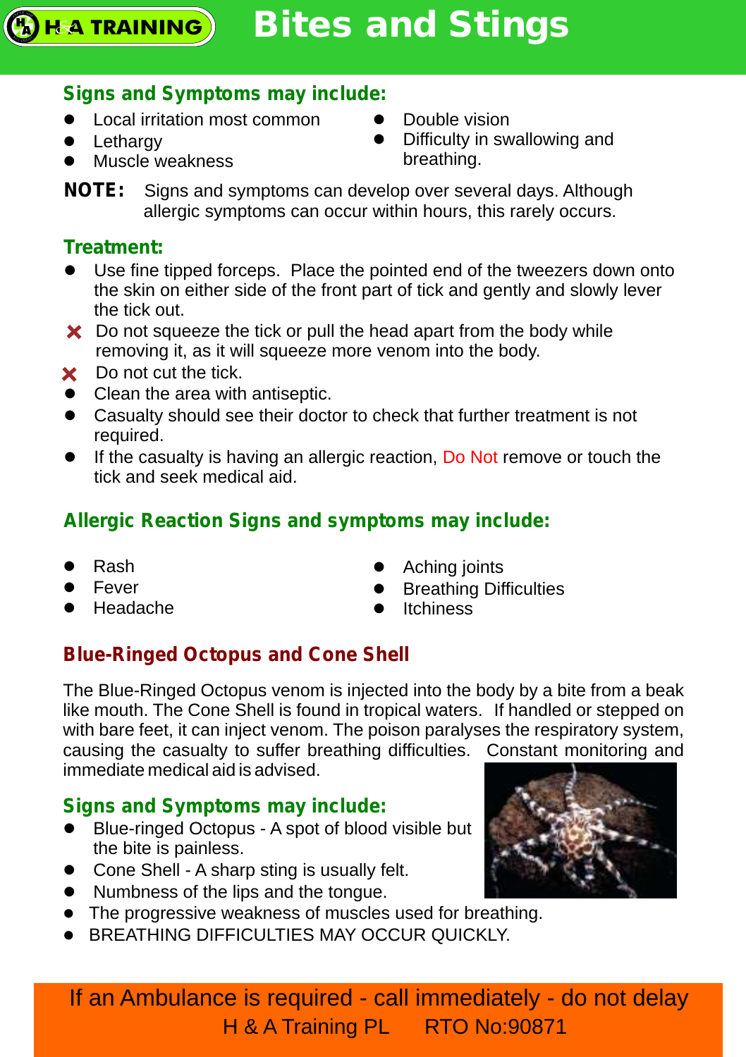# Bites and Stings

### Signs and Symptoms may include:

- Local irritation most common
- Lethargy
- Muscle weakness
- Double vision
- Difficulty in swallowing and breathing.

**NOTE:** Signs and symptoms can develop over several days. Although allergic symptoms can occur within hours, this rarely occurs.

### Treatment:

- Use fine tipped forceps. Place the pointed end of the tweezers down onto the skin on either side of the front part of tick and gently and slowly lever the tick out.
- ✘ Do not squeeze the tick or pull the head apart from the body while removing it, as it will squeeze more venom into the body.
- ✘ Do not cut the tick.
- Clean the area with antiseptic.
- Casualty should see their doctor to check that further treatment is not required.
- If the casualty is having an allergic reaction, Do Not remove or touch the tick and seek medical aid.

### Allergic Reaction Signs and symptoms may include:

- Rash
- Fever
- Headache
- Aching joints
- Breathing Difficulties
- Itchiness

### Blue-Ringed Octopus and Cone Shell

The Blue-Ringed Octopus venom is injected into the body by a bite from a beak like mouth. The Cone Shell is found in tropical waters. If handled or stepped on with bare feet, it can inject venom. The poison paralyses the respiratory system, causing the casualty to suffer breathing difficulties. Constant monitoring and immediate medical aid is advised.

### Signs and Symptoms may include:

- Blue-ringed Octopus - A spot of blood visible but the bite is painless.
- Cone Shell - A sharp sting is usually felt.
- Numbness of the lips and the tongue.
- The progressive weakness of muscles used for breathing.
- BREATHING DIFFICULTIES MAY OCCUR QUICKLY.

If an Ambulance is required - call immediately - do not delay

H & A Training PL RTO No:90871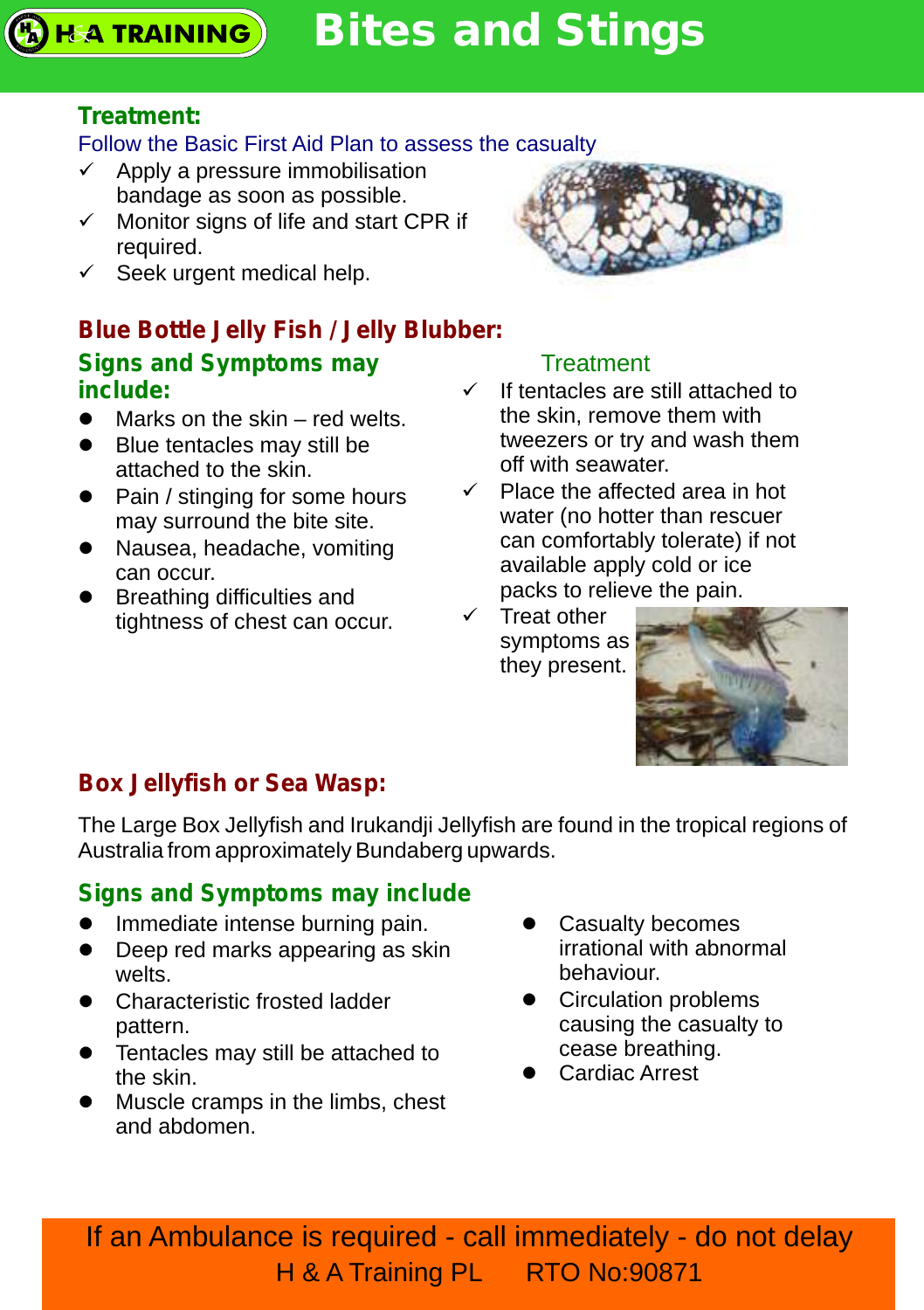**Treatment:**

Follow the Basic First Aid Plan to assess the casualty

- ✓ Apply a pressure immobilisation bandage as soon as possible.
- ✓ Monitor signs of life and start CPR if required.
- ✓ Seek urgent medical help.

## Blue Bottle Jelly Fish / Jelly Blubber:

### Signs and Symptoms may include:

- Marks on the skin – red welts.
- Blue tentacles may still be attached to the skin.
- Pain / stinging for some hours may surround the bite site.
- Nausea, headache, vomiting can occur.
- Breathing difficulties and tightness of chest can occur.

### Treatment

- ✓ If tentacles are still attached to the skin, remove them with tweezers or try and wash them off with seawater.
- ✓ Place the affected area in hot water (no hotter than rescuer can comfortably tolerate) if not available apply cold or ice packs to relieve the pain.
- ✓ Treat other symptoms as they present.

## Box Jellyfish or Sea Wasp:

The Large Box Jellyfish and Irukandji Jellyfish are found in the tropical regions of Australia from approximately Bundaberg upwards.

### Signs and Symptoms may include

- Immediate intense burning pain.
- Deep red marks appearing as skin welts.
- Characteristic frosted ladder pattern.
- Tentacles may still be attached to the skin.
- Muscle cramps in the limbs, chest and abdomen.
- Casualty becomes irrational with abnormal behaviour.
- Circulation problems causing the casualty to cease breathing.
- Cardiac Arrest

**If an Ambulance is required - call immediately - do not delay**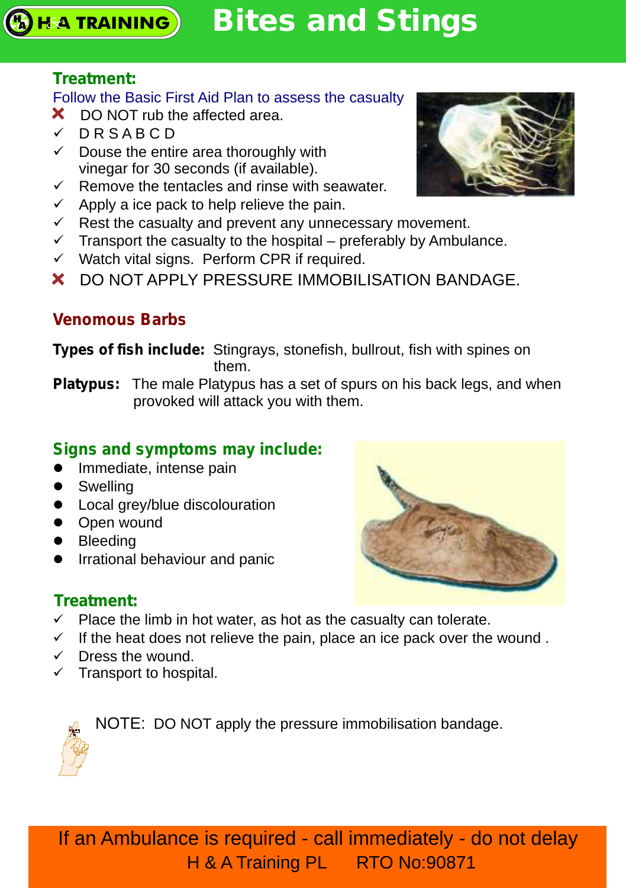# Bites and Stings

## Treatment:

Follow the Basic First Aid Plan to assess the casualty

- ✗ DO NOT rub the affected area.
- ✓ D R S A B C D
- ✓ Douse the entire area thoroughly with vinegar for 30 seconds (if available).
- ✓ Remove the tentacles and rinse with seawater.
- ✓ Apply a ice pack to help relieve the pain.
- ✓ Rest the casualty and prevent any unnecessary movement.
- ✓ Transport the casualty to the hospital – preferably by Ambulance.
- ✓ Watch vital signs. Perform CPR if required.
- ✗ DO NOT APPLY PRESSURE IMMOBILISATION BANDAGE.

## Venomous Barbs

**Types of fish include:** Stingrays, stonefish, bullrout, fish with spines on them.

**Platypus:** The male Platypus has a set of spurs on his back legs, and when provoked will attack you with them.

## Signs and symptoms may include:

- Immediate, intense pain
- Swelling
- Local grey/blue discolouration
- Open wound
- Bleeding
- Irrational behaviour and panic

## Treatment:

- ✓ Place the limb in hot water, as hot as the casualty can tolerate.
- ✓ If the heat does not relieve the pain, place an ice pack over the wound .
- ✓ Dress the wound.
- ✓ Transport to hospital.

NOTE: DO NOT apply the pressure immobilisation bandage.

If an Ambulance is required - call immediately - do not delay